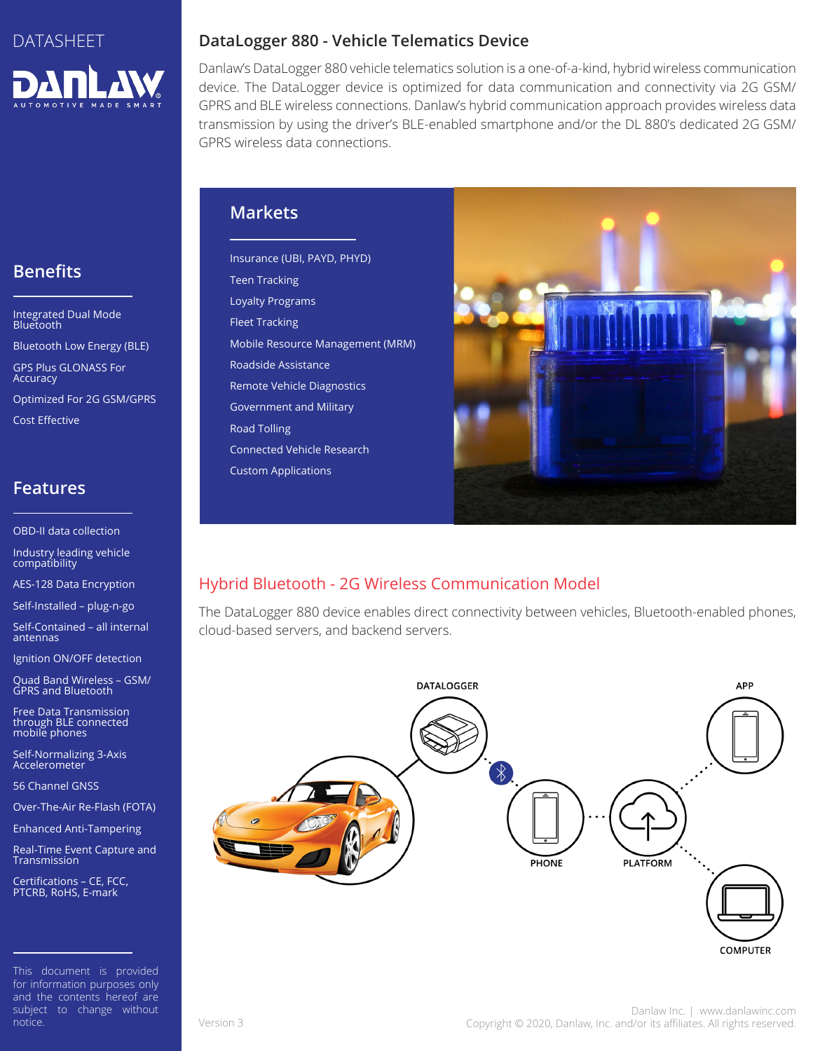DATASHEET

# DataLogger 880 - Vehicle Telematics Device

Danlaw's DataLogger 880 vehicle telematics solution is a one-of-a-kind, hybrid wireless communication device. The DataLogger device is optimized for data communication and connectivity via 2G GSM/GPRS and BLE wireless connections. Danlaw's hybrid communication approach provides wireless data transmission by using the driver's BLE-enabled smartphone and/or the DL 880's dedicated 2G GSM/GPRS wireless data connections.

## Benefits

- Integrated Dual Mode Bluetooth
- Bluetooth Low Energy (BLE)
- GPS Plus GLONASS For Accuracy
- Optimized For 2G GSM/GPRS
- Cost Effective

## Features

- OBD-II data collection
- Industry leading vehicle compatibility
- AES-128 Data Encryption
- Self-Installed – plug-n-go
- Self-Contained – all internal antennas
- Ignition ON/OFF detection
- Quad Band Wireless – GSM/GPRS and Bluetooth
- Free Data Transmission through BLE connected mobile phones
- Self-Normalizing 3-Axis Accelerometer
- 56 Channel GNSS
- Over-The-Air Re-Flash (FOTA)
- Enhanced Anti-Tampering
- Real-Time Event Capture and Transmission
- Certifications – CE, FCC, PTCRB, RoHS, E-mark

## Markets

- Insurance (UBI, PAYD, PHYD)
- Teen Tracking
- Loyalty Programs
- Fleet Tracking
- Mobile Resource Management (MRM)
- Roadside Assistance
- Remote Vehicle Diagnostics
- Government and Military
- Road Tolling
- Connected Vehicle Research
- Custom Applications

## Hybrid Bluetooth - 2G Wireless Communication Model

The DataLogger 880 device enables direct connectivity between vehicles, Bluetooth-enabled phones, cloud-based servers, and backend servers.

DATALOGGER · APP · PHONE · PLATFORM · COMPUTER

This document is provided for information purposes only and the contents hereof are subject to change without notice.

Version 3

Danlaw Inc. | www.danlawinc.com
Copyright © 2020, Danlaw, Inc. and/or its affiliates. All rights reserved.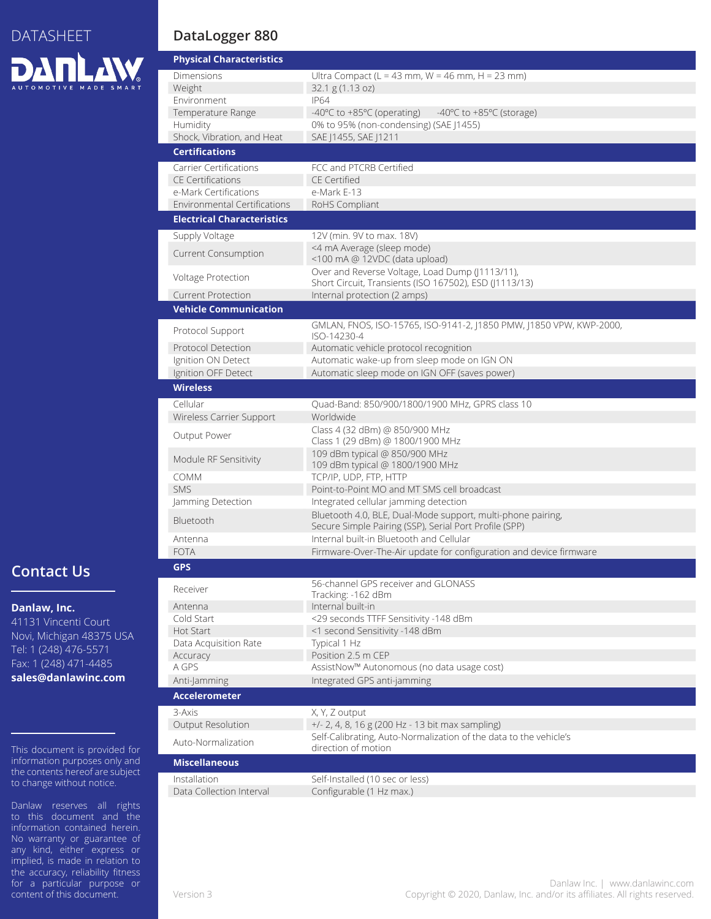DATASHEET

DANLAW
AUTOMOTIVE MADE SMART

# DataLogger 880

## Physical Characteristics

| | |
|---|---|
| Dimensions | Ultra Compact (L = 43 mm, W = 46 mm, H = 23 mm) |
| Weight | 32.1 g (1.13 oz) |
| Environment | IP64 |
| Temperature Range | -40ºC to +85ºC (operating) -40ºC to +85ºC (storage) |
| Humidity | 0% to 95% (non-condensing) (SAE J1455) |
| Shock, Vibration, and Heat | SAE J1455, SAE J1211 |

## Certifications

| | |
|---|---|
| Carrier Certifications | FCC and PTCRB Certified |
| CE Certifications | CE Certified |
| e-Mark Certifications | e-Mark E-13 |
| Environmental Certifications | RoHS Compliant |

## Electrical Characteristics

| | |
|---|---|
| Supply Voltage | 12V (min. 9V to max. 18V) |
| Current Consumption | <4 mA Average (sleep mode)<br><100 mA @ 12VDC (data upload) |
| Voltage Protection | Over and Reverse Voltage, Load Dump (J1113/11),<br>Short Circuit, Transients (ISO 167502), ESD (J1113/13) |
| Current Protection | Internal protection (2 amps) |

## Vehicle Communication

| | |
|---|---|
| Protocol Support | GMLAN, FNOS, ISO-15765, ISO-9141-2, J1850 PMW, J1850 VPW, KWP-2000, ISO-14230-4 |
| Protocol Detection | Automatic vehicle protocol recognition |
| Ignition ON Detect | Automatic wake-up from sleep mode on IGN ON |
| Ignition OFF Detect | Automatic sleep mode on IGN OFF (saves power) |

## Wireless

| | |
|---|---|
| Cellular | Quad-Band: 850/900/1800/1900 MHz, GPRS class 10 |
| Wireless Carrier Support | Worldwide |
| Output Power | Class 4 (32 dBm) @ 850/900 MHz<br>Class 1 (29 dBm) @ 1800/1900 MHz |
| Module RF Sensitivity | 109 dBm typical @ 850/900 MHz<br>109 dBm typical @ 1800/1900 MHz |
| COMM | TCP/IP, UDP, FTP, HTTP |
| SMS | Point-to-Point MO and MT SMS cell broadcast |
| Jamming Detection | Integrated cellular jamming detection |
| Bluetooth | Bluetooth 4.0, BLE, Dual-Mode support, multi-phone pairing,<br>Secure Simple Pairing (SSP), Serial Port Profile (SPP) |
| Antenna | Internal built-in Bluetooth and Cellular |
| FOTA | Firmware-Over-The-Air update for configuration and device firmware |

## GPS

| | |
|---|---|
| Receiver | 56-channel GPS receiver and GLONASS<br>Tracking: -162 dBm |
| Antenna | Internal built-in |
| Cold Start | <29 seconds TTFF Sensitivity -148 dBm |
| Hot Start | <1 second Sensitivity -148 dBm |
| Data Acquisition Rate | Typical 1 Hz |
| Accuracy | Position 2.5 m CEP |
| A GPS | AssistNow™ Autonomous (no data usage cost) |
| Anti-Jamming | Integrated GPS anti-jamming |

## Accelerometer

| | |
|---|---|
| 3-Axis | X, Y, Z output |
| Output Resolution | +/- 2, 4, 8, 16 g (200 Hz - 13 bit max sampling) |
| Auto-Normalization | Self-Calibrating, Auto-Normalization of the data to the vehicle's direction of motion |

## Miscellaneous

| | |
|---|---|
| Installation | Self-Installed (10 sec or less) |
| Data Collection Interval | Configurable (1 Hz max.) |

## Contact Us

**Danlaw, Inc.**
41131 Vincenti Court
Novi, Michigan 48375 USA
Tel: 1 (248) 476-5571
Fax: 1 (248) 471-4485
**sales@danlawinc.com**

This document is provided for information purposes only and the contents hereof are subject to change without notice.

Danlaw reserves all rights to this document and the information contained herein. No warranty or guarantee of any kind, either express or implied, is made in relation to the accuracy, reliability fitness for a particular purpose or content of this document.

Version 3

Danlaw Inc. | www.danlawinc.com
Copyright © 2020, Danlaw, Inc. and/or its affiliates. All rights reserved.